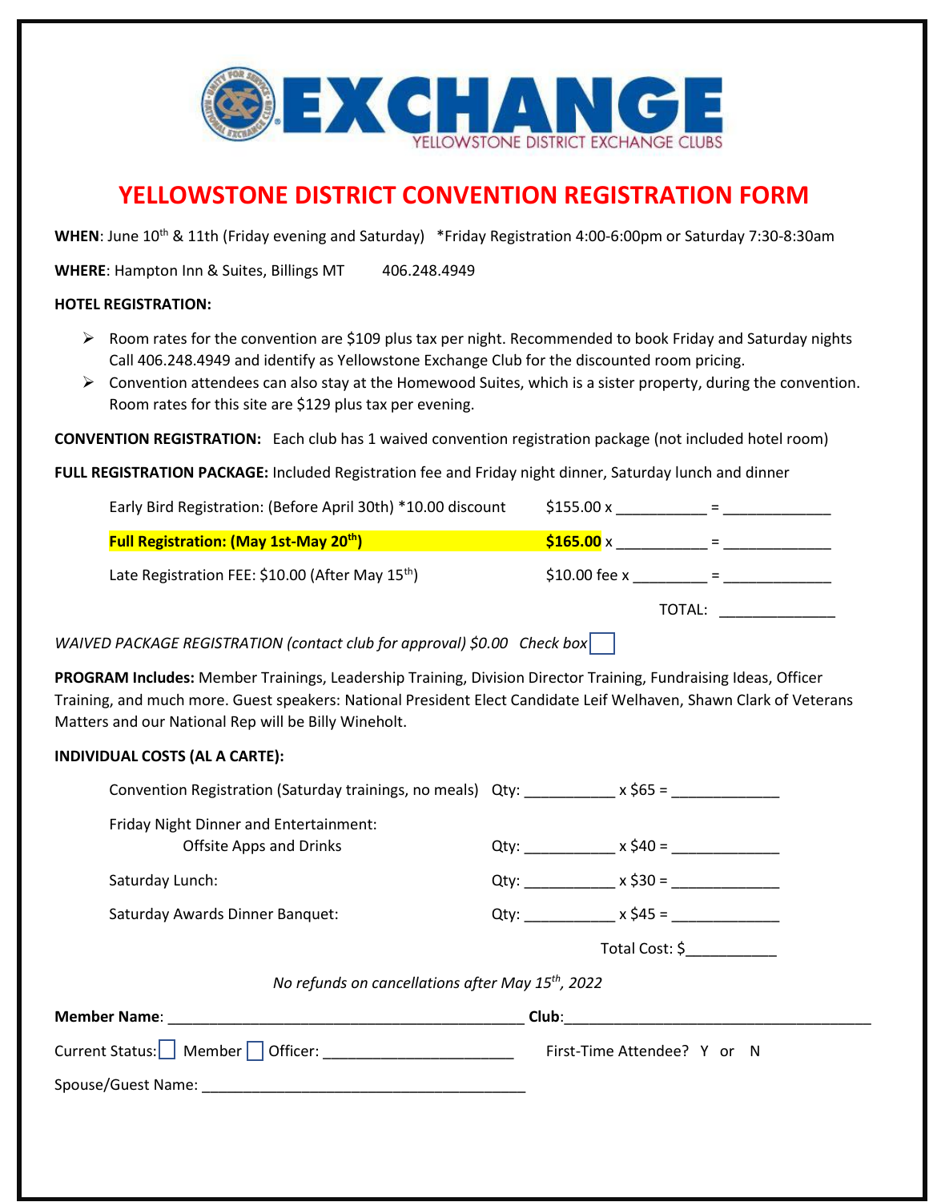# EXCHANGE

YELLOWSTONE DISTRICT EXCHANGE CLUBS

## YELLOWSTONE DISTRICT CONVENTION REGISTRATION FORM

**WHEN**: June 10th & 11th (Friday evening and Saturday) *Friday Registration 4:00-6:00pm or Saturday 7:30-8:30am

**WHERE**: Hampton Inn & Suites, Billings MT 406.248.4949

**HOTEL REGISTRATION:**

- Room rates for the convention are $109 plus tax per night. Recommended to book Friday and Saturday nights Call 406.248.4949 and identify as Yellowstone Exchange Club for the discounted room pricing.
- Convention attendees can also stay at the Homewood Suites, which is a sister property, during the convention. Room rates for this site are $129 plus tax per evening.

**CONVENTION REGISTRATION:** Each club has 1 waived convention registration package (not included hotel room)

**FULL REGISTRATION PACKAGE:** Included Registration fee and Friday night dinner, Saturday lunch and dinner

| | | | |
|---|---|---|---|
| Early Bird Registration: (Before April 30th) *10.00 discount | $155.00 x ___________ | = | _____________ |
| **Full Registration: (May 1st-May 20th)** | **$165.00** x ___________ | = | _____________ |
| Late Registration FEE: $10.00 (After May 15th) | $10.00 fee x _________ | = | _____________ |
| | | TOTAL: | ______________ |

*WAVIED PACKAGE REGISTRATION (contact club for approval) $0.00 Check box* ☐

**PROGRAM Includes:** Member Trainings, Leadership Training, Division Director Training, Fundraising Ideas, Officer Training, and much more. Guest speakers: National President Elect Candidate Leif Welhaven, Shawn Clark of Veterans Matters and our National Rep will be Billy Wineholt.

**INDIVIDUAL COSTS (AL A CARTE):**

| | | | |
|---|---|---|---|
| Convention Registration (Saturday trainings, no meals) | Qty: ___________ | x $65 = | _____________ |
| Friday Night Dinner and Entertainment: Offsite Apps and Drinks | Qty: ___________ | x $40 = | _____________ |
| Saturday Lunch: | Qty: ___________ | x $30 = | _____________ |
| Saturday Awards Dinner Banquet: | Qty: ___________ | x $45 = | _____________ |
| | | Total Cost: | $___________ |

*No refunds on cancellations after May 15th, 2022*

**Member Name**: _____________________________________________ **Club**:______________________________________

Current Status: ☐ Member ☐ Officer: ________________________ First-Time Attendee? Y or N

Spouse/Guest Name: _________________________________________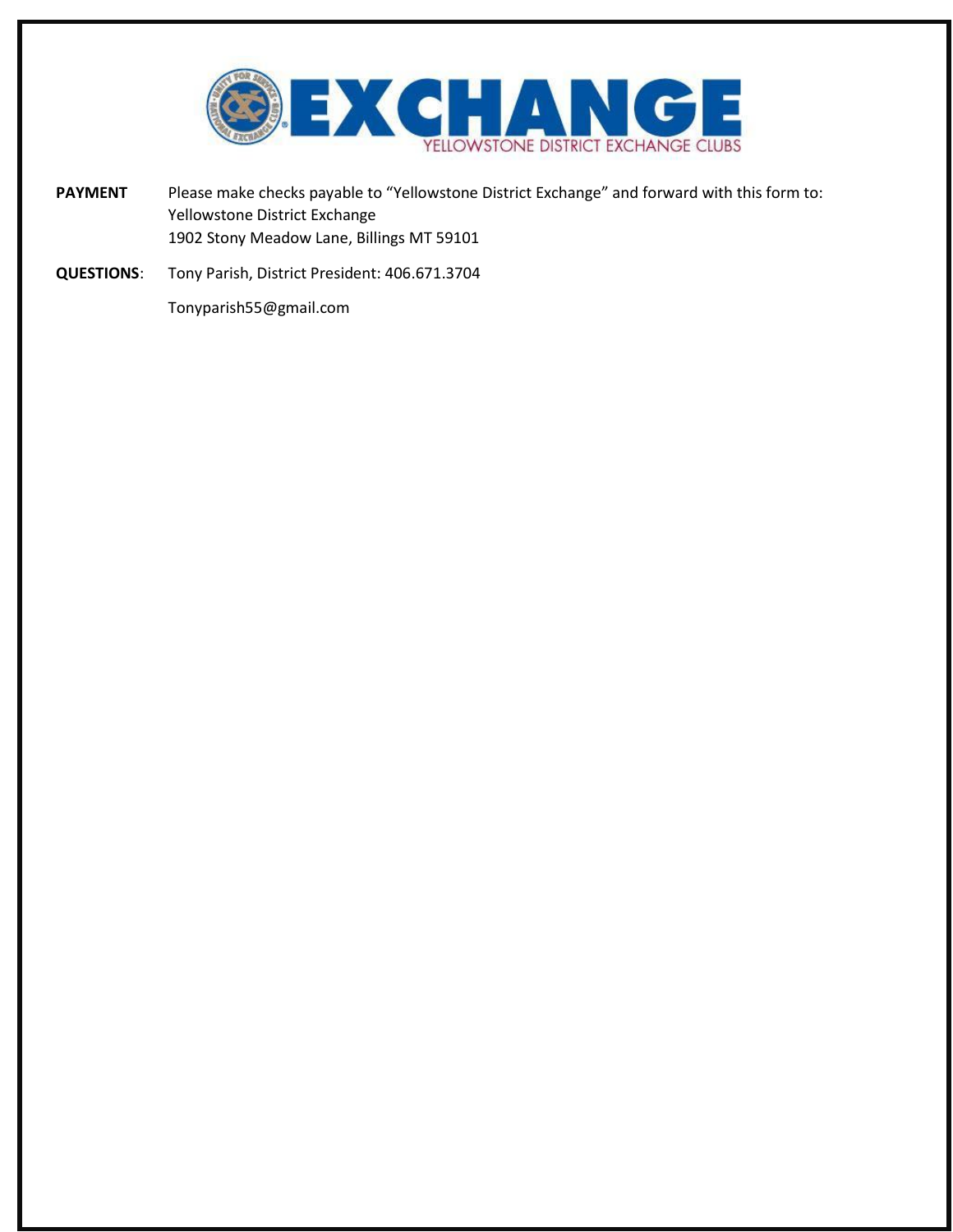EXCHANGE
YELLOWSTONE DISTRICT EXCHANGE CLUBS

**PAYMENT** Please make checks payable to "Yellowstone District Exchange" and forward with this form to:
Yellowstone District Exchange
1902 Stony Meadow Lane, Billings MT 59101

**QUESTIONS**: Tony Parish, District President: 406.671.3704

Tonyparish55@gmail.com